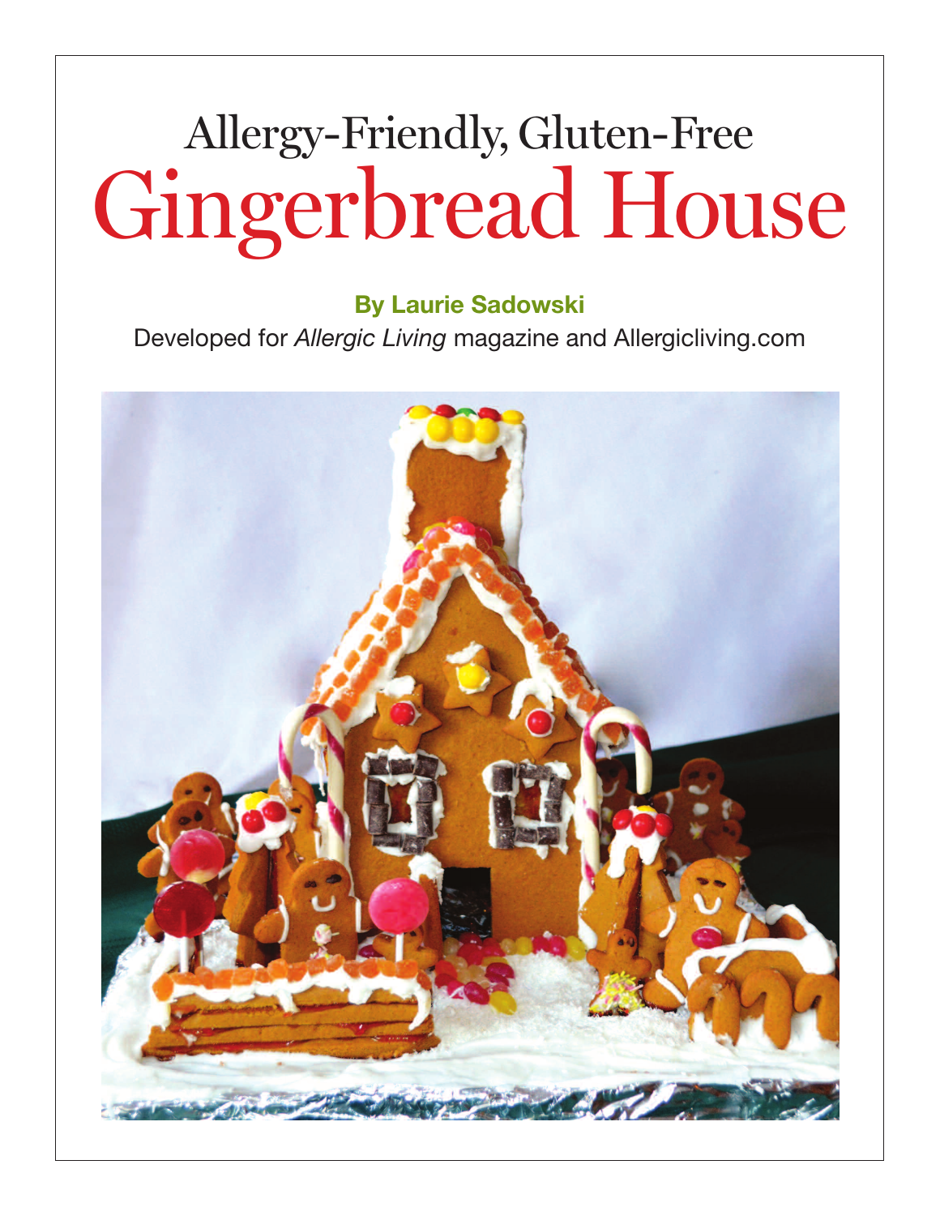Allergy-Friendly, Gluten-Free

# Gingerbread House

**By Laurie Sadowski**

Developed for *Allergic Living* magazine and Allergicliving.com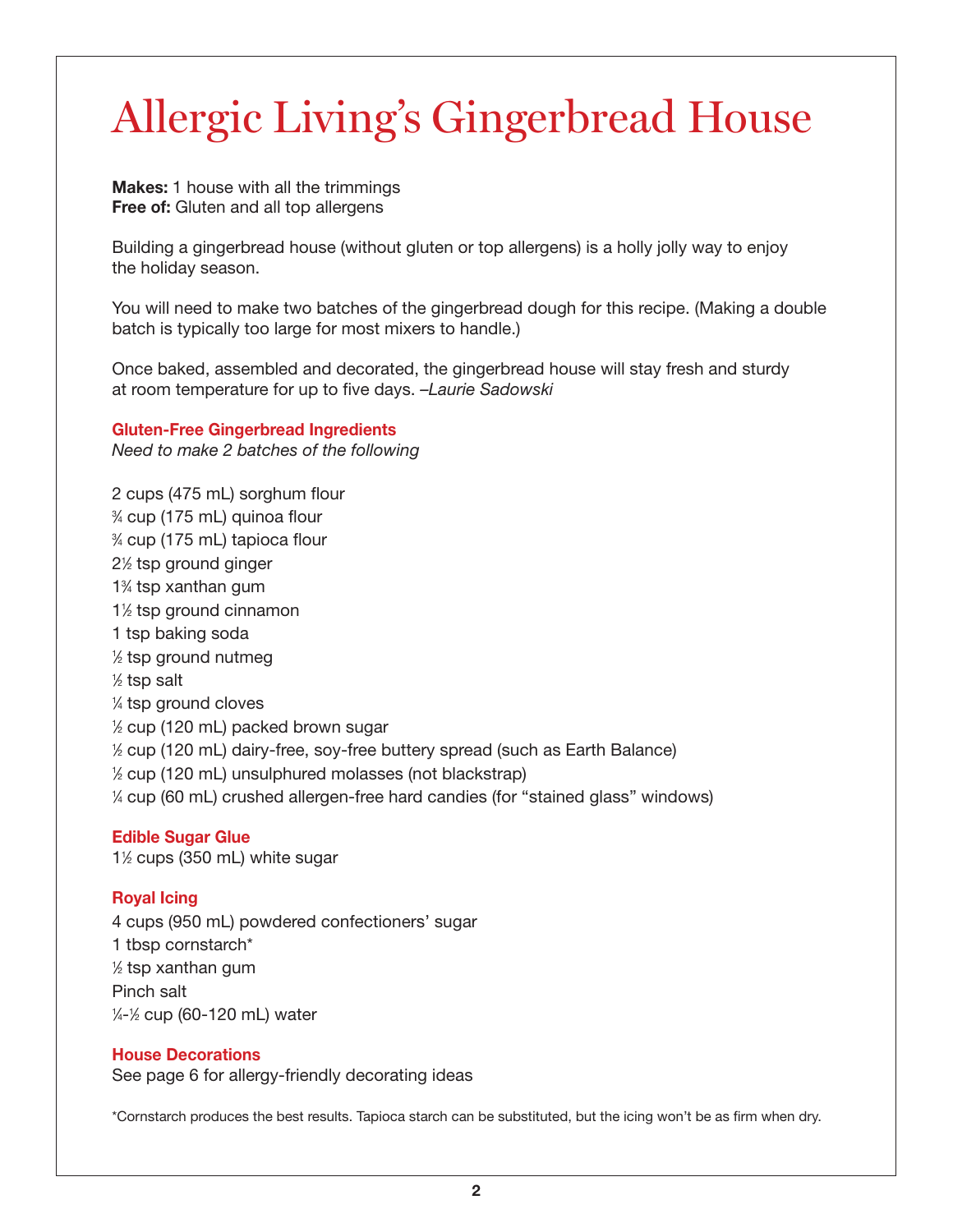# Allergic Living's Gingerbread House

**Makes:** 1 house with all the trimmings
**Free of:** Gluten and all top allergens

Building a gingerbread house (without gluten or top allergens) is a holly jolly way to enjoy the holiday season.

You will need to make two batches of the gingerbread dough for this recipe. (Making a double batch is typically too large for most mixers to handle.)

Once baked, assembled and decorated, the gingerbread house will stay fresh and sturdy at room temperature for up to five days. *–Laurie Sadowski*

### Gluten-Free Gingerbread Ingredients

*Need to make 2 batches of the following*

2 cups (475 mL) sorghum flour
¾ cup (175 mL) quinoa flour
¾ cup (175 mL) tapioca flour
2½ tsp ground ginger
1¾ tsp xanthan gum
1½ tsp ground cinnamon
1 tsp baking soda
½ tsp ground nutmeg
½ tsp salt
¼ tsp ground cloves
½ cup (120 mL) packed brown sugar
½ cup (120 mL) dairy-free, soy-free buttery spread (such as Earth Balance)
½ cup (120 mL) unsulphured molasses (not blackstrap)
¼ cup (60 mL) crushed allergen-free hard candies (for "stained glass" windows)

### Edible Sugar Glue

1½ cups (350 mL) white sugar

### Royal Icing

4 cups (950 mL) powdered confectioners' sugar
1 tbsp cornstarch*
½ tsp xanthan gum
Pinch salt
¼-½ cup (60-120 mL) water

### House Decorations

See page 6 for allergy-friendly decorating ideas

*Cornstarch produces the best results. Tapioca starch can be substituted, but the icing won't be as firm when dry.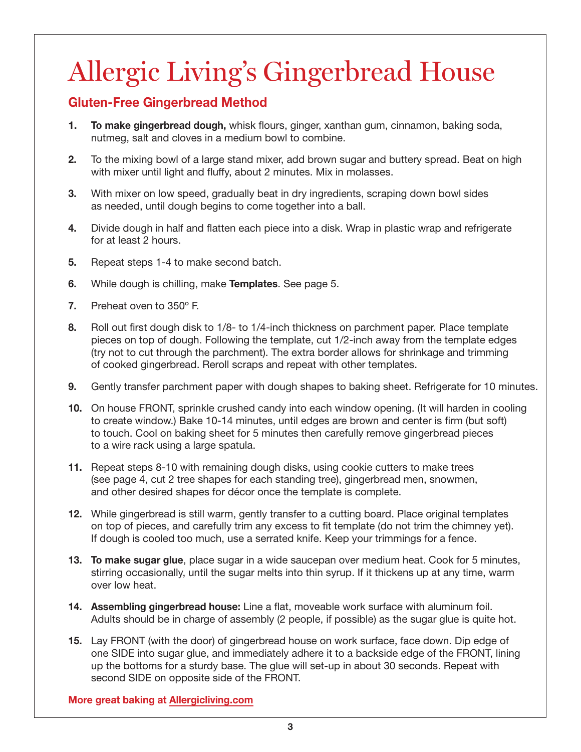# Allergic Living's Gingerbread House

## Gluten-Free Gingerbread Method

1. **To make gingerbread dough,** whisk flours, ginger, xanthan gum, cinnamon, baking soda, nutmeg, salt and cloves in a medium bowl to combine.
2. To the mixing bowl of a large stand mixer, add brown sugar and buttery spread. Beat on high with mixer until light and fluffy, about 2 minutes. Mix in molasses.
3. With mixer on low speed, gradually beat in dry ingredients, scraping down bowl sides as needed, until dough begins to come together into a ball.
4. Divide dough in half and flatten each piece into a disk. Wrap in plastic wrap and refrigerate for at least 2 hours.
5. Repeat steps 1-4 to make second batch.
6. While dough is chilling, make **Templates**. See page 5.
7. Preheat oven to 350º F.
8. Roll out first dough disk to 1/8- to 1/4-inch thickness on parchment paper. Place template pieces on top of dough. Following the template, cut 1/2-inch away from the template edges (try not to cut through the parchment). The extra border allows for shrinkage and trimming of cooked gingerbread. Reroll scraps and repeat with other templates.
9. Gently transfer parchment paper with dough shapes to baking sheet. Refrigerate for 10 minutes.
10. On house FRONT, sprinkle crushed candy into each window opening. (It will harden in cooling to create window.) Bake 10-14 minutes, until edges are brown and center is firm (but soft) to touch. Cool on baking sheet for 5 minutes then carefully remove gingerbread pieces to a wire rack using a large spatula.
11. Repeat steps 8-10 with remaining dough disks, using cookie cutters to make trees (see page 4, cut 2 tree shapes for each standing tree), gingerbread men, snowmen, and other desired shapes for décor once the template is complete.
12. While gingerbread is still warm, gently transfer to a cutting board. Place original templates on top of pieces, and carefully trim any excess to fit template (do not trim the chimney yet). If dough is cooled too much, use a serrated knife. Keep your trimmings for a fence.
13. **To make sugar glue**, place sugar in a wide saucepan over medium heat. Cook for 5 minutes, stirring occasionally, until the sugar melts into thin syrup. If it thickens up at any time, warm over low heat.
14. **Assembling gingerbread house:** Line a flat, moveable work surface with aluminum foil. Adults should be in charge of assembly (2 people, if possible) as the sugar glue is quite hot.
15. Lay FRONT (with the door) of gingerbread house on work surface, face down. Dip edge of one SIDE into sugar glue, and immediately adhere it to a backside edge of the FRONT, lining up the bottoms for a sturdy base. The glue will set-up in about 30 seconds. Repeat with second SIDE on opposite side of the FRONT.

**More great baking at Allergicliving.com**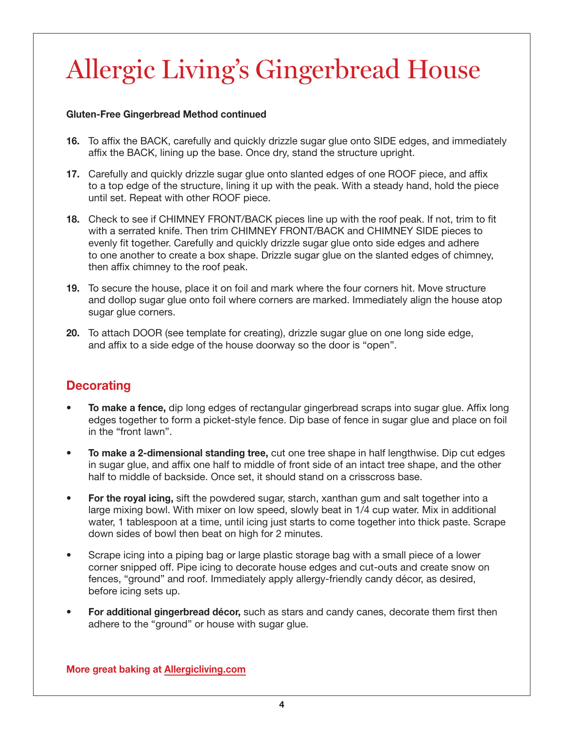# Allergic Living's Gingerbread House

**Gluten-Free Gingerbread Method continued**

16. To affix the BACK, carefully and quickly drizzle sugar glue onto SIDE edges, and immediately affix the BACK, lining up the base. Once dry, stand the structure upright.
17. Carefully and quickly drizzle sugar glue onto slanted edges of one ROOF piece, and affix to a top edge of the structure, lining it up with the peak. With a steady hand, hold the piece until set. Repeat with other ROOF piece.
18. Check to see if CHIMNEY FRONT/BACK pieces line up with the roof peak. If not, trim to fit with a serrated knife. Then trim CHIMNEY FRONT/BACK and CHIMNEY SIDE pieces to evenly fit together. Carefully and quickly drizzle sugar glue onto side edges and adhere to one another to create a box shape. Drizzle sugar glue on the slanted edges of chimney, then affix chimney to the roof peak.
19. To secure the house, place it on foil and mark where the four corners hit. Move structure and dollop sugar glue onto foil where corners are marked. Immediately align the house atop sugar glue corners.
20. To attach DOOR (see template for creating), drizzle sugar glue on one long side edge, and affix to a side edge of the house doorway so the door is "open".

## Decorating

- **To make a fence,** dip long edges of rectangular gingerbread scraps into sugar glue. Affix long edges together to form a picket-style fence. Dip base of fence in sugar glue and place on foil in the "front lawn".
- **To make a 2-dimensional standing tree,** cut one tree shape in half lengthwise. Dip cut edges in sugar glue, and affix one half to middle of front side of an intact tree shape, and the other half to middle of backside. Once set, it should stand on a crisscross base.
- **For the royal icing,** sift the powdered sugar, starch, xanthan gum and salt together into a large mixing bowl. With mixer on low speed, slowly beat in 1/4 cup water. Mix in additional water, 1 tablespoon at a time, until icing just starts to come together into thick paste. Scrape down sides of bowl then beat on high for 2 minutes.
- Scrape icing into a piping bag or large plastic storage bag with a small piece of a lower corner snipped off. Pipe icing to decorate house edges and cut-outs and create snow on fences, "ground" and roof. Immediately apply allergy-friendly candy décor, as desired, before icing sets up.
- **For additional gingerbread décor,** such as stars and candy canes, decorate them first then adhere to the "ground" or house with sugar glue.

**More great baking at Allergicliving.com**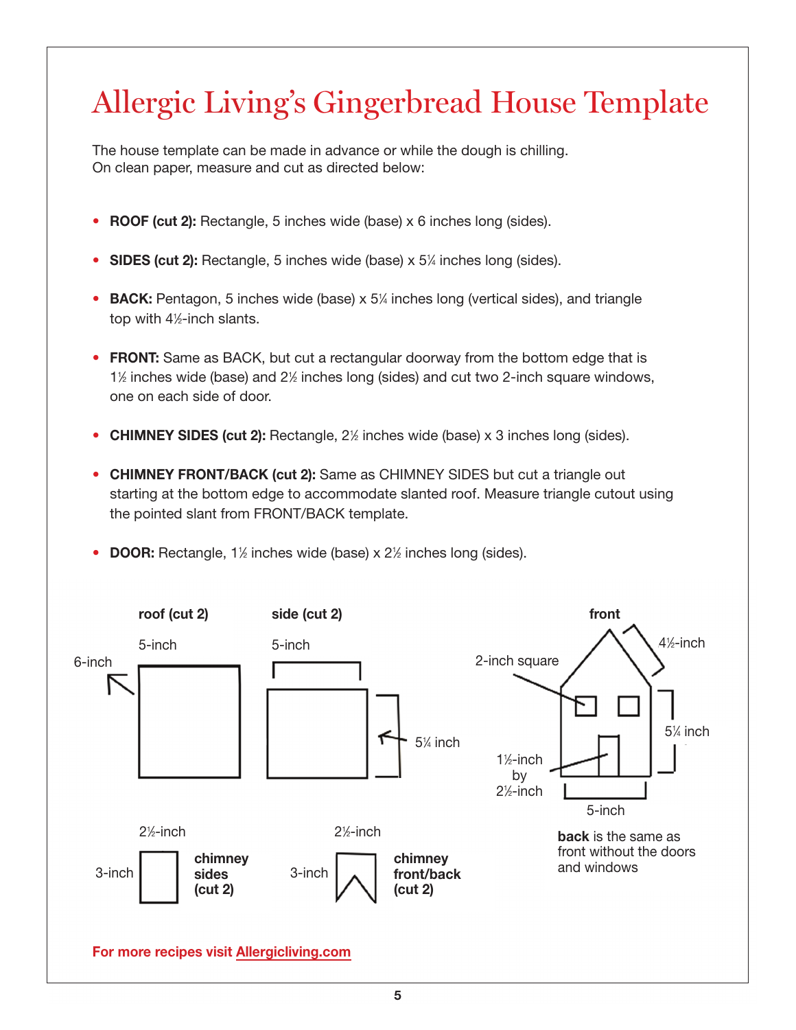# Allergic Living's Gingerbread House Template

The house template can be made in advance or while the dough is chilling. On clean paper, measure and cut as directed below:

- **ROOF (cut 2):** Rectangle, 5 inches wide (base) x 6 inches long (sides).
- **SIDES (cut 2):** Rectangle, 5 inches wide (base) x 5¼ inches long (sides).
- **BACK:** Pentagon, 5 inches wide (base) x 5¼ inches long (vertical sides), and triangle top with 4½-inch slants.
- **FRONT:** Same as BACK, but cut a rectangular doorway from the bottom edge that is 1½ inches wide (base) and 2½ inches long (sides) and cut two 2-inch square windows, one on each side of door.
- **CHIMNEY SIDES (cut 2):** Rectangle, 2½ inches wide (base) x 3 inches long (sides).
- **CHIMNEY FRONT/BACK (cut 2):** Same as CHIMNEY SIDES but cut a triangle out starting at the bottom edge to accommodate slanted roof. Measure triangle cutout using the pointed slant from FRONT/BACK template.
- **DOOR:** Rectangle, 1½ inches wide (base) x 2½ inches long (sides).

**roof (cut 2)** — 5-inch, 6-inch

**side (cut 2)** — 5-inch, 5¼ inch

**front** — 4½-inch, 2-inch square, 5¼ inch, 1½-inch by 2½-inch, 5-inch

**back** is the same as front without the doors and windows

**chimney sides (cut 2)** — 2½-inch, 3-inch

**chimney front/back (cut 2)** — 2½-inch, 3-inch

**For more recipes visit Allergicliving.com**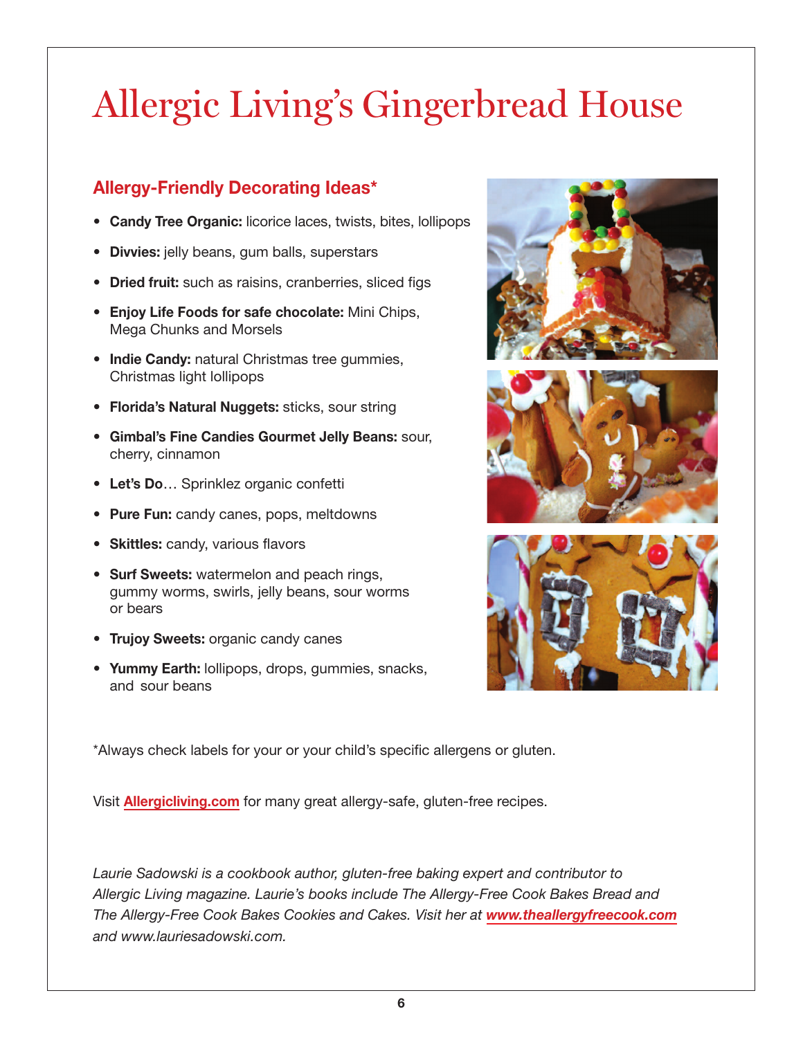# Allergic Living's Gingerbread House

## Allergy-Friendly Decorating Ideas*

- **Candy Tree Organic:** licorice laces, twists, bites, lollipops
- **Divvies:** jelly beans, gum balls, superstars
- **Dried fruit:** such as raisins, cranberries, sliced figs
- **Enjoy Life Foods for safe chocolate:** Mini Chips, Mega Chunks and Morsels
- **Indie Candy:** natural Christmas tree gummies, Christmas light lollipops
- **Florida's Natural Nuggets:** sticks, sour string
- **Gimbal's Fine Candies Gourmet Jelly Beans:** sour, cherry, cinnamon
- **Let's Do**… Sprinklez organic confetti
- **Pure Fun:** candy canes, pops, meltdowns
- **Skittles:** candy, various flavors
- **Surf Sweets:** watermelon and peach rings, gummy worms, swirls, jelly beans, sour worms or bears
- **Trujoy Sweets:** organic candy canes
- **Yummy Earth:** lollipops, drops, gummies, snacks, and sour beans

*Always check labels for your or your child's specific allergens or gluten.

Visit **Allergicliving.com** for many great allergy-safe, gluten-free recipes.

*Laurie Sadowski is a cookbook author, gluten-free baking expert and contributor to Allergic Living magazine. Laurie's books include The Allergy-Free Cook Bakes Bread and The Allergy-Free Cook Bakes Cookies and Cakes. Visit her at **www.theallergyfreecook.com** and www.lauriesadowski.com.*